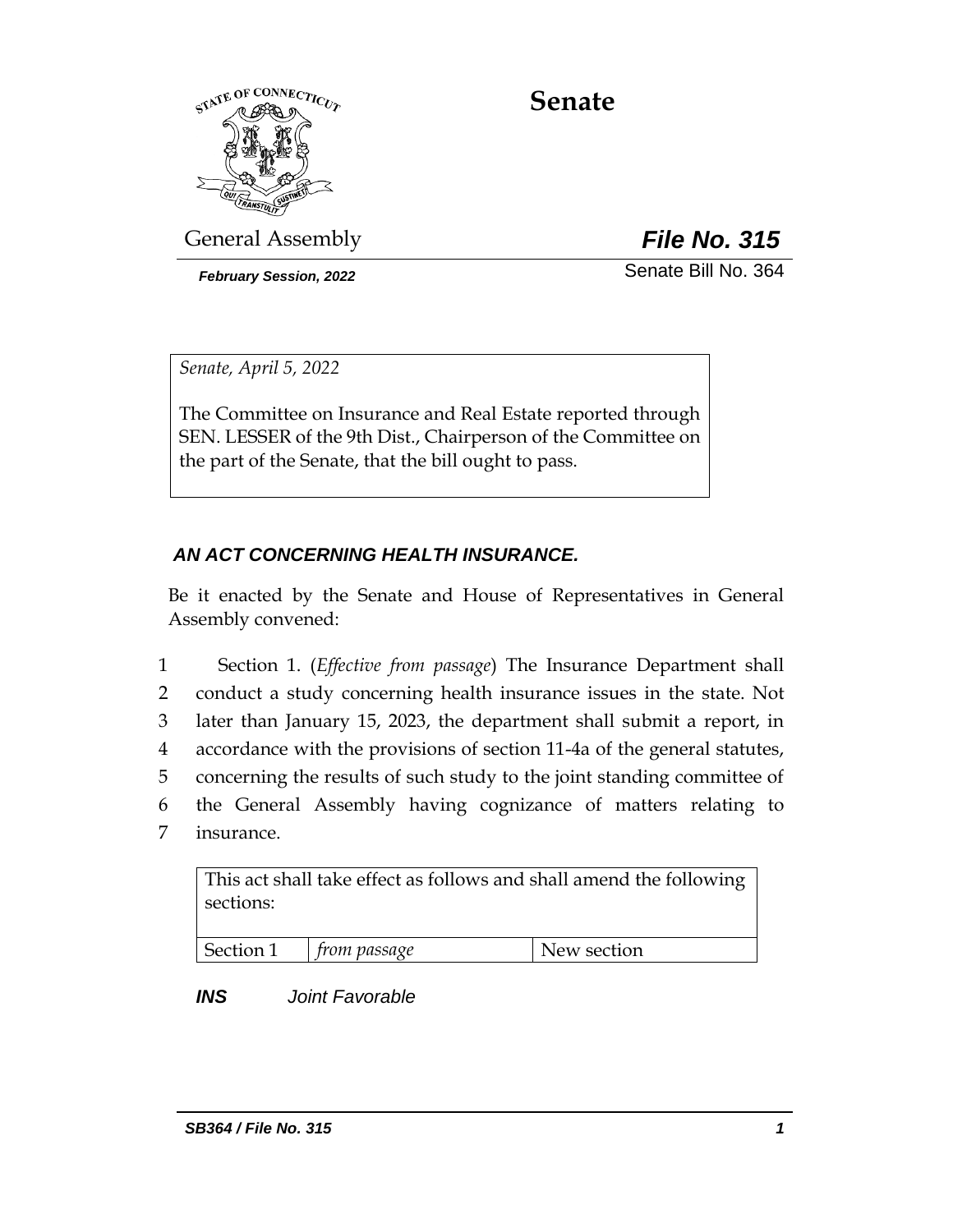# Senate

General Assembly

***File No. 315***

***February Session, 2022***

Senate Bill No. 364

*Senate, April 5, 2022*

The Committee on Insurance and Real Estate reported through SEN. LESSER of the 9th Dist., Chairperson of the Committee on the part of the Senate, that the bill ought to pass.

## *AN ACT CONCERNING HEALTH INSURANCE.*

Be it enacted by the Senate and House of Representatives in General Assembly convened:

1 Section 1. (*Effective from passage*) The Insurance Department shall
2 conduct a study concerning health insurance issues in the state. Not
3 later than January 15, 2023, the department shall submit a report, in
4 accordance with the provisions of section 11-4a of the general statutes,
5 concerning the results of such study to the joint standing committee of
6 the General Assembly having cognizance of matters relating to
7 insurance.

| This act shall take effect as follows and shall amend the following sections: | | |
|---|---|---|
| Section 1 | *from passage* | New section |

***INS*** *Joint Favorable*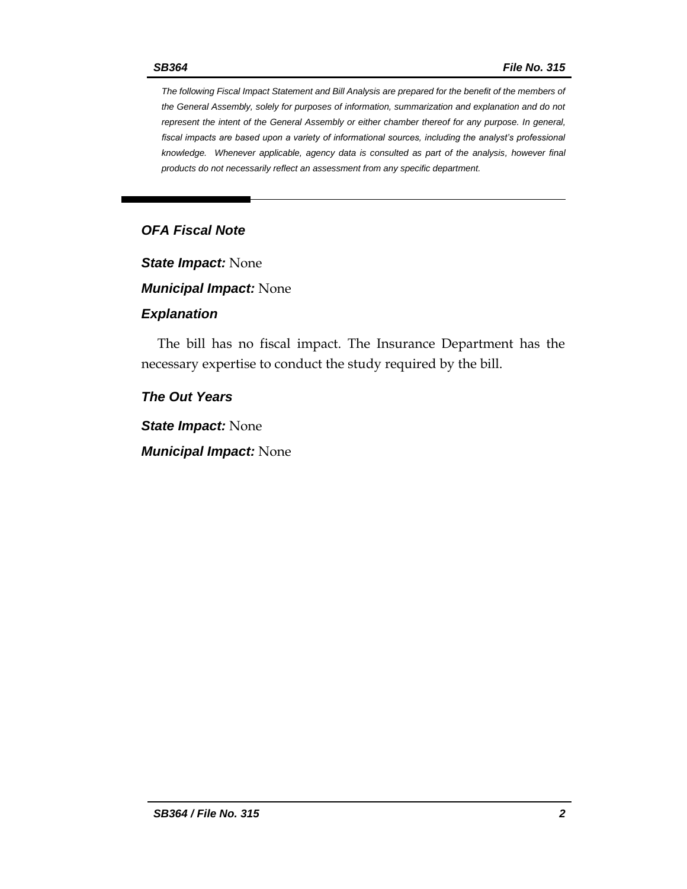*The following Fiscal Impact Statement and Bill Analysis are prepared for the benefit of the members of the General Assembly, solely for purposes of information, summarization and explanation and do not represent the intent of the General Assembly or either chamber thereof for any purpose. In general, fiscal impacts are based upon a variety of informational sources, including the analyst's professional knowledge. Whenever applicable, agency data is consulted as part of the analysis, however final products do not necessarily reflect an assessment from any specific department.*

---

## OFA Fiscal Note

***State Impact:*** None

***Municipal Impact:*** None

### Explanation

The bill has no fiscal impact. The Insurance Department has the necessary expertise to conduct the study required by the bill.

### The Out Years

***State Impact:*** None

***Municipal Impact:*** None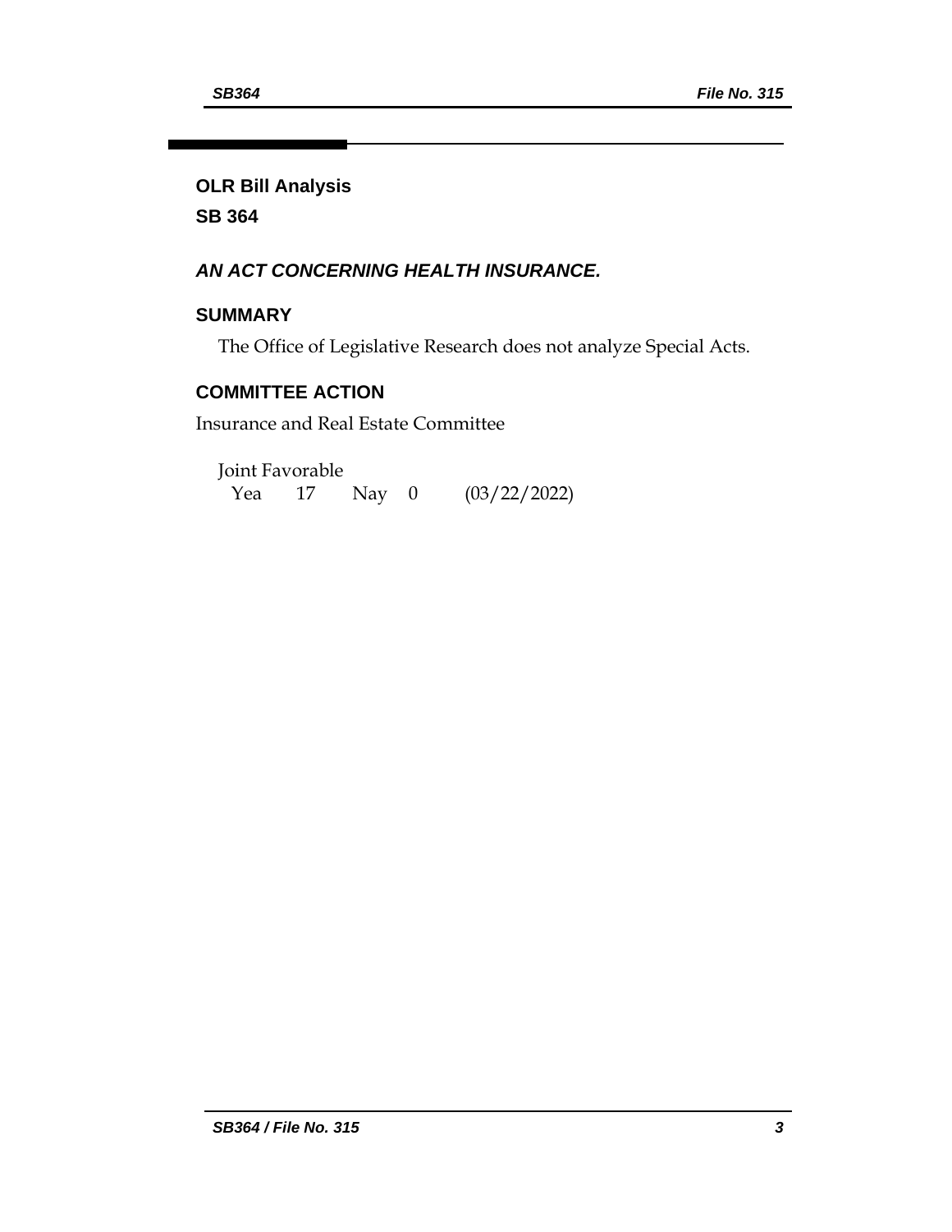## OLR Bill Analysis

## SB 364

### *AN ACT CONCERNING HEALTH INSURANCE.*

### SUMMARY

The Office of Legislative Research does not analyze Special Acts.

### COMMITTEE ACTION

Insurance and Real Estate Committee

Joint Favorable
Yea 17 Nay 0 (03/22/2022)